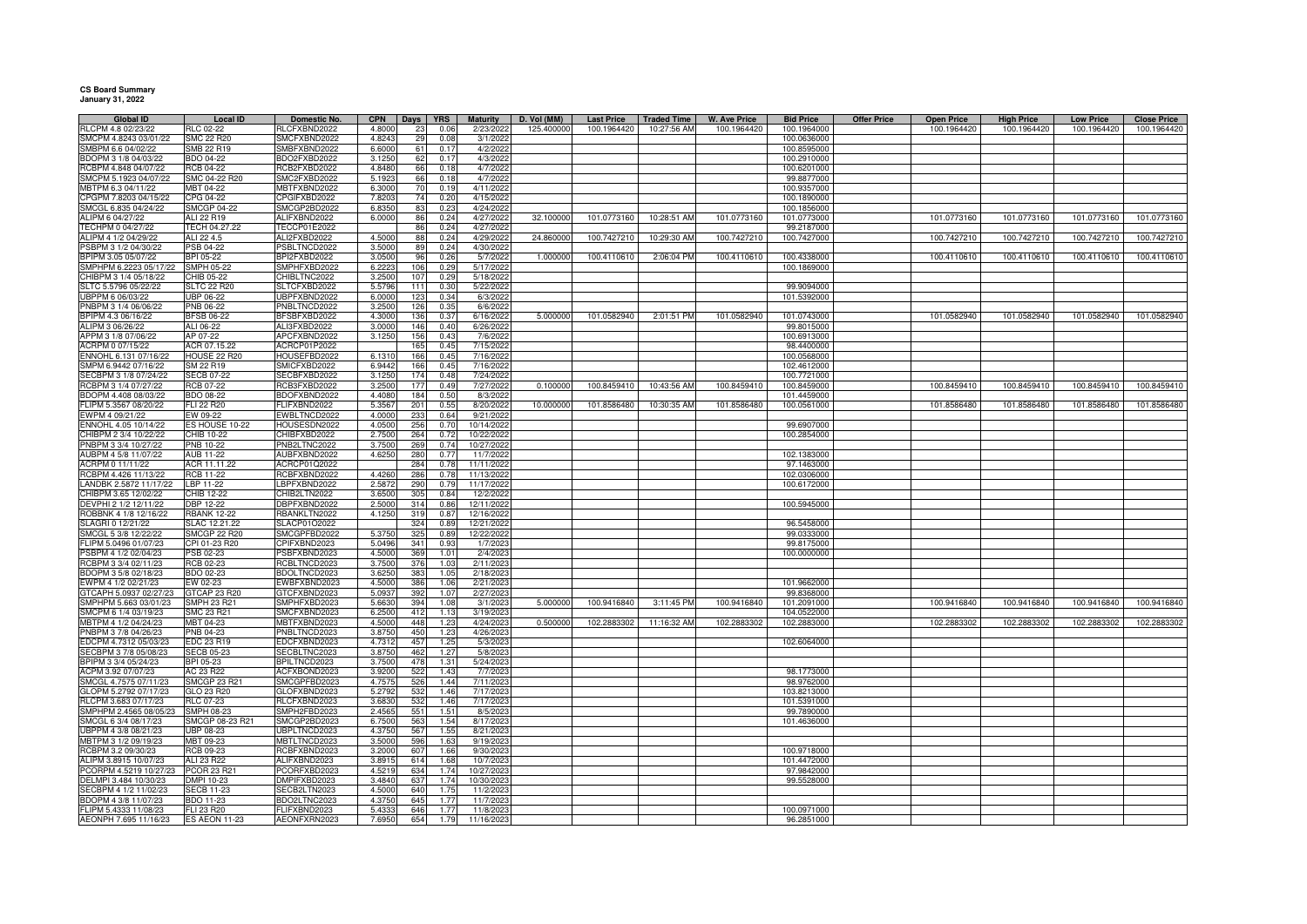**CS Board Summary**
**January 31, 2022**

| Global ID | Local ID | Domestic No. | CPN | Days | YRS | Maturity | D. Vol (MM) | Last Price | Traded Time | W. Ave Price | Bid Price | Offer Price | Open Price | High Price | Low Price | Close Price |
|---|---|---|---|---|---|---|---|---|---|---|---|---|---|---|---|---|
| RLCPM 4.8 02/23/22 | RLC 02-22 | RLCFXBND2022 | 4.8000 | 23 | 0.06 | 2/23/2022 | 125.400000 | 100.1964420 | 10:27:56 AM | 100.1964420 | 100.1964000 | | 100.1964420 | 100.1964420 | 100.1964420 | 100.1964420 |
| SMCPM 4.8243 03/01/22 | SMC 22 R20 | SMCFXBND2022 | 4.8243 | 29 | 0.08 | 3/1/2022 | | | | | 100.0636000 | | | | | |
| SMBPM 6.6 04/02/22 | SMB 22 R19 | SMBFXBND2022 | 6.6000 | 61 | 0.17 | 4/2/2022 | | | | | 100.8595000 | | | | | |
| BDOPM 3 1/8 04/03/22 | BDO 04-22 | BDO2FXBD2022 | 3.1250 | 62 | 0.17 | 4/3/2022 | | | | | 100.2910000 | | | | | |
| RCBPM 4.848 04/07/22 | RCB 04-22 | RCB2FXBD2022 | 4.8480 | 66 | 0.18 | 4/7/2022 | | | | | 100.6201000 | | | | | |
| SMCPM 5.1923 04/07/22 | SMC 04-22 R20 | SMC2FXBD2022 | 5.1923 | 66 | 0.18 | 4/7/2022 | | | | | 99.8877000 | | | | | |
| MBTPM 6.3 04/11/22 | MBT 04-22 | MBTFXBND2022 | 6.3000 | 70 | 0.19 | 4/11/2022 | | | | | 100.9357000 | | | | | |
| CPGPM 7.8203 04/15/22 | CPG 04-22 | CPGIFXBD2022 | 7.8203 | 74 | 0.20 | 4/15/2022 | | | | | 100.1890000 | | | | | |
| SMCGL 6.835 04/24/22 | SMCGP 04-22 | SMCGP2BD2022 | 6.8350 | 83 | 0.23 | 4/24/2022 | | | | | 100.1856000 | | | | | |
| ALIPM 6 04/27/22 | ALI 22 R19 | ALIFXBND2022 | 6.0000 | 86 | 0.24 | 4/27/2022 | 32.100000 | 101.0773160 | 10:28:51 AM | 101.0773160 | 101.0773000 | | 101.0773160 | 101.0773160 | 101.0773160 | 101.0773160 |
| TECHPM 0 04/27/22 | TECH 04.27.22 | TECCP01E2022 | | 86 | 0.24 | 4/27/2022 | | | | | 99.2187000 | | | | | |
| ALIPM 4 1/2 04/29/22 | ALI 22 4.5 | ALI2FXBD2022 | 4.5000 | 88 | 0.24 | 4/29/2022 | 24.860000 | 100.7427210 | 10:29:30 AM | 100.7427210 | 100.7427000 | | 100.7427210 | 100.7427210 | 100.7427210 | 100.7427210 |
| PSBPM 3 1/2 04/30/22 | PSB 04-22 | PSBLTNCD2022 | 3.5000 | 89 | 0.24 | 4/30/2022 | | | | | | | | | | |
| BPIPM 3.05 05/07/22 | BPI 05-22 | BPI2FXBD2022 | 3.0500 | 96 | 0.26 | 5/7/2022 | 1.000000 | 100.4110610 | 2:06:04 PM | 100.4110610 | 100.4338000 | | 100.4110610 | 100.4110610 | 100.4110610 | 100.4110610 |
| SMPHPM 6.2223 05/17/22 | SMPH 05-22 | SMPHFXBD2022 | 6.2223 | 106 | 0.29 | 5/17/2022 | | | | | 100.1869000 | | | | | |
| CHIBPM 3 1/4 05/18/22 | CHIB 05-22 | CHIBLTNC2022 | 3.2500 | 107 | 0.29 | 5/18/2022 | | | | | | | | | | |
| SLTC 5.5796 05/22/22 | SLTC 22 R20 | SLTCFXBD2022 | 5.5796 | 111 | 0.30 | 5/22/2022 | | | | | 99.9094000 | | | | | |
| UBPPM 6 06/03/22 | UBP 06-22 | UBPFXBND2022 | 6.0000 | 123 | 0.34 | 6/3/2022 | | | | | 101.5392000 | | | | | |
| PNBPM 3 1/4 06/06/22 | PNB 06-22 | PNBLTNCD2022 | 3.2500 | 126 | 0.35 | 6/6/2022 | | | | | | | | | | |
| BFIPM 4.3 06/16/22 | BFSB 06-22 | BFSBFXBD2022 | 4.3000 | 136 | 0.37 | 6/16/2022 | 5.000000 | 101.0582940 | 2:01:51 PM | 101.0582940 | 101.0743000 | | 101.0582940 | 101.0582940 | 101.0582940 | 101.0582940 |
| ALIPM 3 06/26/22 | ALI 06-22 | ALI3FXBD2022 | 3.0000 | 146 | 0.40 | 6/26/2022 | | | | | 99.8015000 | | | | | |
| APPM 3 1/8 07/06/22 | AP 07-22 | APCFXBND2022 | 3.1250 | 156 | 0.43 | 7/6/2022 | | | | | 100.6913000 | | | | | |
| ACRPM 0 07/15/22 | ACR 07.15.22 | ACRCP01P2022 | | 165 | 0.45 | 7/15/2022 | | | | | 98.4400000 | | | | | |
| ENNOHL 6.131 07/16/22 | HOUSE 22 R20 | HOUSEFBD2022 | 6.1310 | 166 | 0.45 | 7/16/2022 | | | | | 100.0568000 | | | | | |
| SMPM 6.9442 07/16/22 | SM 22 R19 | SMICFXBD2022 | 6.9442 | 166 | 0.45 | 7/16/2022 | | | | | 102.4612000 | | | | | |
| SECBPM 3 1/8 07/24/22 | SECB 07-22 | SECBFXBD2022 | 3.1250 | 174 | 0.48 | 7/24/2022 | | | | | 100.7721000 | | | | | |
| RCBPM 3 1/4 07/27/22 | RCB 07-22 | RCB3FXBD2022 | 3.2500 | 177 | 0.49 | 7/27/2022 | 0.100000 | 100.8459410 | 10:43:56 AM | 100.8459410 | 100.8459000 | | 100.8459410 | 100.8459410 | 100.8459410 | 100.8459410 |
| BDOPM 4.408 08/03/22 | BDO 08-22 | BDOFXBND2022 | 4.4080 | 184 | 0.50 | 8/3/2022 | | | | | 101.4459000 | | | | | |
| FLIPM 5.3567 08/20/22 | FLI 22 R20 | FLIFXBND2022 | 5.3567 | 201 | 0.55 | 8/20/2022 | 10.000000 | 101.8586480 | 10:30:35 AM | 101.8586480 | 100.0561000 | | 101.8586480 | 101.8586480 | 101.8586480 | 101.8586480 |
| EWPM 4 09/21/22 | EW 09-22 | EWBLTNCD2022 | 4.0000 | 233 | 0.64 | 9/21/2022 | | | | | | | | | | |
| ENNOHL 4.05 10/14/22 | ES HOUSE 10-22 | HOUSESDN2022 | 4.0500 | 256 | 0.70 | 10/14/2022 | | | | | 99.6907000 | | | | | |
| CHIBPM 2 3/4 10/22/22 | CHIB 10-22 | CHIBFXBD2022 | 2.7500 | 264 | 0.72 | 10/22/2022 | | | | | 100.2854000 | | | | | |
| PNBPM 3 3/4 10/27/22 | PNB 10-22 | PNB2LTNC2022 | 3.7500 | 269 | 0.74 | 10/27/2022 | | | | | | | | | | |
| AUBPM 4 5/8 11/07/22 | AUB 11-22 | AUBFXBND2022 | 4.6250 | 280 | 0.77 | 11/7/2022 | | | | | 102.1383000 | | | | | |
| ACRPM 0 11/11/22 | ACR 11.11.22 | ACRCP01Q2022 | | 284 | 0.78 | 11/11/2022 | | | | | 97.1463000 | | | | | |
| RCBPM 4.426 11/13/22 | RCB 11-22 | RCBFXBND2022 | 4.4260 | 286 | 0.78 | 11/13/2022 | | | | | 102.0306000 | | | | | |
| LANDBK 2.5872 11/17/22 | LBP 11-22 | LBPFXBND2022 | 2.5872 | 290 | 0.79 | 11/17/2022 | | | | | 100.6172000 | | | | | |
| CHIBPM 3.65 12/02/22 | CHIB 12-22 | CHIB2LTN2022 | 3.6500 | 305 | 0.84 | 12/2/2022 | | | | | | | | | | |
| DEVPHI 2 1/2 12/11/22 | DBP 12-22 | DBPFXBND2022 | 2.5000 | 314 | 0.86 | 12/11/2022 | | | | | 100.5945000 | | | | | |
| ROBBNK 4 1/8 12/16/22 | RBANK 12-22 | RBANKLTN2022 | 4.1250 | 319 | 0.87 | 12/16/2022 | | | | | | | | | | |
| SLAGRI 0 12/21/22 | SLAC 12.21.22 | SLACP01O2022 | | 324 | 0.89 | 12/21/2022 | | | | | 96.5458000 | | | | | |
| SMCGL 5 3/8 12/22/22 | SMCGP 22 R20 | SMCGPFBD2022 | 5.3750 | 325 | 0.89 | 12/22/2022 | | | | | 99.0333000 | | | | | |
| FLIPM 5.0496 01/07/23 | CPI 01-23 R20 | CPIFXBND2023 | 5.0496 | 341 | 0.93 | 1/7/2023 | | | | | 99.8175000 | | | | | |
| PSBPM 4 1/2 02/04/23 | PSB 02-23 | PSBFXBND2023 | 4.5000 | 369 | 1.01 | 2/4/2023 | | | | | 100.0000000 | | | | | |
| RCBPM 3 3/4 02/11/23 | RCB 02-23 | RCBLTNCD2023 | 3.7500 | 376 | 1.03 | 2/11/2023 | | | | | | | | | | |
| BDOPM 3 5/8 02/18/23 | BDO 02-23 | BDOLTNCD2023 | 3.6250 | 383 | 1.05 | 2/18/2023 | | | | | | | | | | |
| EWPM 4 1/2 02/21/23 | EW 02-23 | EWBFXBND2023 | 4.5000 | 386 | 1.06 | 2/21/2023 | | | | | 101.9662000 | | | | | |
| GTCAPH 5.0937 02/27/23 | GTCAP 23 R20 | GTCFXBND2023 | 5.0937 | 392 | 1.07 | 2/27/2023 | | | | | 99.8368000 | | | | | |
| SMPHPM 5.663 03/01/23 | SMPH 23 R21 | SMPHFXBD2023 | 5.6630 | 394 | 1.08 | 3/1/2023 | 5.000000 | 100.9416840 | 3:11:45 PM | 100.9416840 | 101.2091000 | | 100.9416840 | 100.9416840 | 100.9416840 | 100.9416840 |
| SMCPM 6 1/4 03/19/23 | SMC 23 R21 | SMCFXBND2023 | 6.2500 | 412 | 1.13 | 3/19/2023 | | | | | 104.0522000 | | | | | |
| MBTPM 4 1/2 04/24/23 | MBT 04-23 | MBTFXBND2023 | 4.5000 | 448 | 1.23 | 4/24/2023 | 0.500000 | 102.2883302 | 11:16:32 AM | 102.2883302 | 102.2883000 | | 102.2883302 | 102.2883302 | 102.2883302 | 102.2883302 |
| PNBPM 3 7/8 04/26/23 | PNB 04-23 | PNBLTNCD2023 | 3.8750 | 450 | 1.23 | 4/26/2023 | | | | | | | | | | |
| EDCPM 4.7312 05/03/23 | EDC 23 R19 | EDCFXBND2023 | 4.7312 | 457 | 1.25 | 5/3/2023 | | | | | 102.6064000 | | | | | |
| SECBPM 3 7/8 05/08/23 | SECB 05-23 | SECBLTNC2023 | 3.8750 | 462 | 1.27 | 5/8/2023 | | | | | | | | | | |
| BPIPM 3 3/4 05/24/23 | BPI 05-23 | BPILTNCD2023 | 3.7500 | 478 | 1.31 | 5/24/2023 | | | | | | | | | | |
| ACPM 3.92 07/07/23 | AC 23 R22 | ACFXBOND2023 | 3.9200 | 522 | 1.43 | 7/7/2023 | | | | | 98.1773000 | | | | | |
| SMCGL 4.7575 07/11/23 | SMCGP 23 R21 | SMCGPFBD2023 | 4.7575 | 526 | 1.44 | 7/11/2023 | | | | | 98.9762000 | | | | | |
| GLOPM 5.2792 07/17/23 | GLO 23 R20 | GLOFXBND2023 | 5.2792 | 532 | 1.46 | 7/17/2023 | | | | | 103.8213000 | | | | | |
| RLCPM 3.683 07/17/23 | RLC 07-23 | RLCFXBND2023 | 3.6830 | 532 | 1.46 | 7/17/2023 | | | | | 101.5391000 | | | | | |
| SMPHPM 2.4565 08/05/23 | SMPH 08-23 | SMPH2FBD2023 | 2.4565 | 551 | 1.51 | 8/5/2023 | | | | | 99.7890000 | | | | | |
| SMCGL 6 3/4 08/17/23 | SMCGP 08-23 R21 | SMCGP2BD2023 | 6.7500 | 563 | 1.54 | 8/17/2023 | | | | | 101.4636000 | | | | | |
| UBPPM 4 3/8 08/21/23 | UBP 08-23 | UBPLTNCD2023 | 4.3750 | 567 | 1.55 | 8/21/2023 | | | | | | | | | | |
| MBTPM 3 1/2 09/19/23 | MBT 09-23 | MBTLTNCD2023 | 3.5000 | 596 | 1.63 | 9/19/2023 | | | | | | | | | | |
| RCBPM 3.2 09/30/23 | RCB 09-23 | RCBFXBND2023 | 3.2000 | 607 | 1.66 | 9/30/2023 | | | | | 100.9718000 | | | | | |
| ALIPM 3.8915 10/07/23 | ALI 23 R22 | ALIFXBND2023 | 3.8915 | 614 | 1.68 | 10/7/2023 | | | | | 101.4472000 | | | | | |
| PCORPM 4.5219 10/27/23 | PCOR 23 R21 | PCORFXBD2023 | 4.5219 | 634 | 1.74 | 10/27/2023 | | | | | 97.9842000 | | | | | |
| DELMPI 3.484 10/30/23 | DMPI 10-23 | DMPIFXBD2023 | 3.4840 | 637 | 1.74 | 10/30/2023 | | | | | 99.5528000 | | | | | |
| SECBPM 4 1/2 11/02/23 | SECB 11-23 | SECB2LTN2023 | 4.5000 | 640 | 1.75 | 11/2/2023 | | | | | | | | | | |
| BDOPM 4 3/8 11/07/23 | BDO 11-23 | BDO2LTNC2023 | 4.3750 | 645 | 1.77 | 11/7/2023 | | | | | | | | | | |
| FLIPM 5.4333 11/08/23 | FLI 23 R20 | FLIFXBND2023 | 5.4333 | 646 | 1.77 | 11/8/2023 | | | | | 100.0971000 | | | | | |
| AEONPH 7.695 11/16/23 | ES AEON 11-23 | AEONFXRN2023 | 7.6950 | 654 | 1.79 | 11/16/2023 | | | | | 96.2851000 | | | | | |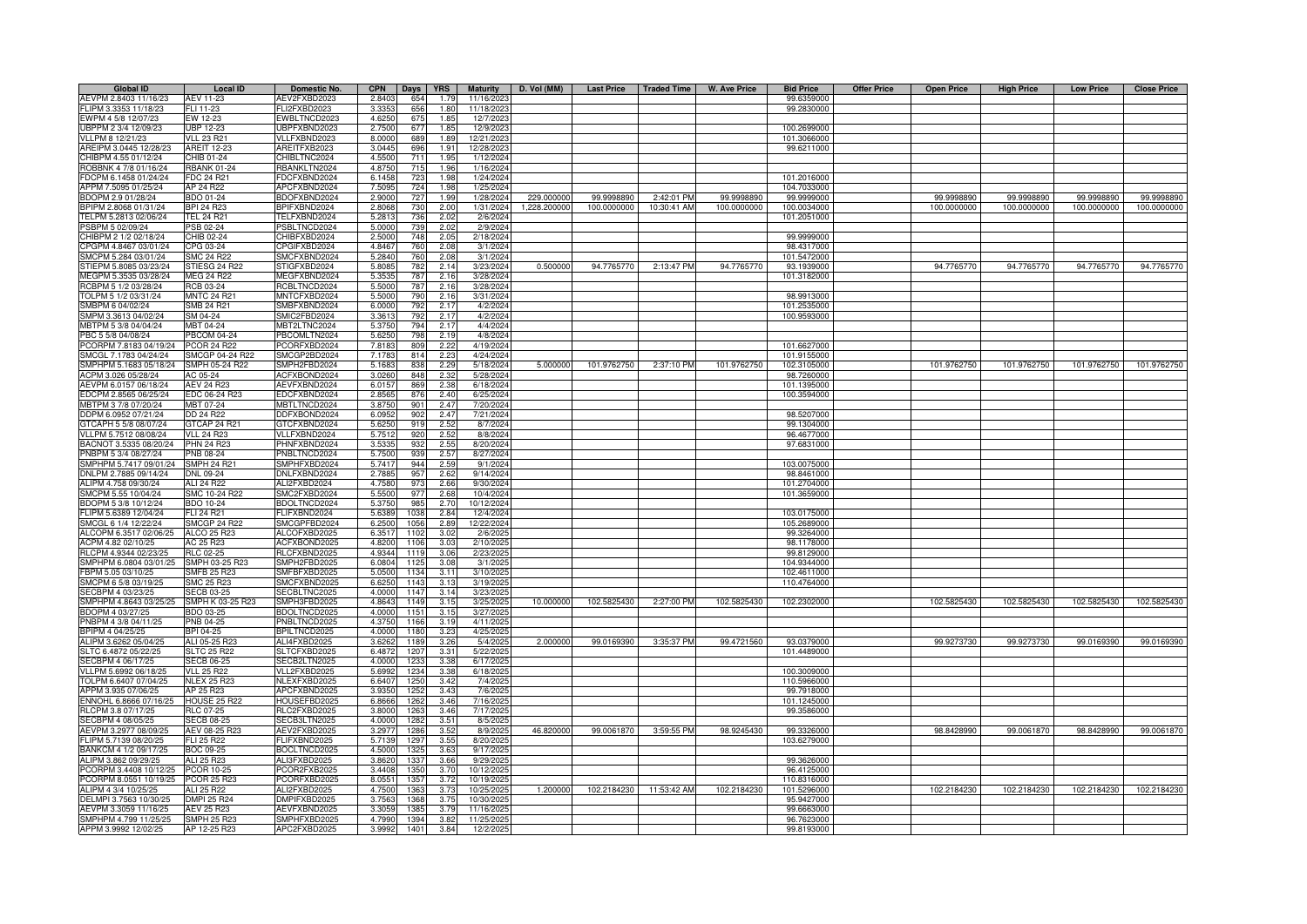| Global ID | Local ID | Domestic No. | CPN | Days | YRS | Maturity | D. Vol (MM) | Last Price | Traded Time | W. Ave Price | Bid Price | Offer Price | Open Price | High Price | Low Price | Close Price |
|---|---|---|---|---|---|---|---|---|---|---|---|---|---|---|---|---|
| AEVPM 2.8403 11/16/23 | AEV 11-23 | AEV2FXBD2023 | 2.8403 | 654 | 1.79 | 11/16/2023 | | | | | 99.6359000 | | | | | |
| FLIPM 3.3353 11/18/23 | FLI 11-23 | FLI2FXBD2023 | 3.3353 | 656 | 1.80 | 11/18/2023 | | | | | 99.2830000 | | | | | |
| EWPM 4 5/8 12/07/23 | EW 12-23 | EWBLTNCD2023 | 4.6250 | 675 | 1.85 | 12/7/2023 | | | | | | | | | | |
| UBPPM 2 3/4 12/09/23 | UBP 12-23 | UBPFXBND2023 | 2.7500 | 677 | 1.85 | 12/9/2023 | | | | | 100.2699000 | | | | | |
| VLLPM 8 12/21/23 | VLL 23 R21 | VLLFXBND2023 | 8.0000 | 689 | 1.89 | 12/21/2023 | | | | | 101.3066000 | | | | | |
| AREIPM 3.0445 12/28/23 | AREIT 12-23 | AREITFXB2023 | 3.0445 | 696 | 1.91 | 12/28/2023 | | | | | 99.6211000 | | | | | |
| CHIBPM 4.55 01/12/24 | CHIB 01-24 | CHIBLTNC2024 | 4.5500 | 711 | 1.95 | 1/12/2024 | | | | | | | | | | |
| ROBBNK 4 7/8 01/16/24 | RBANK 01-24 | RBANKLTN2024 | 4.8750 | 715 | 1.96 | 1/16/2024 | | | | | | | | | | |
| FDCPM 6.1458 01/24/24 | FDC 24 R21 | FDCFXBND2024 | 6.1458 | 723 | 1.98 | 1/24/2024 | | | | | 101.2016000 | | | | | |
| APPM 7.5095 01/25/24 | AP 24 R22 | APCFXBND2024 | 7.5095 | 724 | 1.98 | 1/25/2024 | | | | | 104.7033000 | | | | | |
| BDOPM 2.9 01/28/24 | BDO 01-24 | BDOFXBND2024 | 2.9000 | 727 | 1.99 | 1/28/2024 | 229.000000 | 99.9998890 | 2:42:01 PM | 99.9998890 | 99.9999000 | | 99.9998890 | 99.9998890 | 99.9998890 | 99.9998890 |
| BPIPM 2.8068 01/31/24 | BPI 24 R23 | BPIFXBND2024 | 2.8068 | 730 | 2.00 | 1/31/2024 | 1,228.200000 | 100.0000000 | 10:30:41 AM | 100.0000000 | 100.0034000 | | 100.0000000 | 100.0000000 | 100.0000000 | 100.0000000 |
| TELPM 5.2813 02/06/24 | TEL 24 R21 | TELFXBND2024 | 5.2813 | 736 | 2.02 | 2/6/2024 | | | | | 101.2051000 | | | | | |
| PSBPM 5 02/09/24 | PSB 02-24 | PSBLTNCD2024 | 5.0000 | 739 | 2.02 | 2/9/2024 | | | | | | | | | | |
| CHIBPM 2 1/2 02/18/24 | CHIB 02-24 | CHIBFXBD2024 | 2.5000 | 748 | 2.05 | 2/18/2024 | | | | | 99.9999000 | | | | | |
| CPGPM 4.8467 03/01/24 | CPG 03-24 | CPGIFXBD2024 | 4.8467 | 760 | 2.08 | 3/1/2024 | | | | | 98.4317000 | | | | | |
| SMCPM 5.284 03/01/24 | SMC 24 R22 | SMCFXBND2024 | 5.2840 | 760 | 2.08 | 3/1/2024 | | | | | 101.5472000 | | | | | |
| STIEPM 5.8085 03/23/24 | STIESG 24 R22 | STIGFXBD2024 | 5.8085 | 782 | 2.14 | 3/23/2024 | 0.500000 | 94.7765770 | 2:13:47 PM | 94.7765770 | 93.1939000 | | 94.7765770 | 94.7765770 | 94.7765770 | 94.7765770 |
| MEGPM 5.3535 03/28/24 | MEG 24 R22 | MEGFXBND2024 | 5.3535 | 787 | 2.16 | 3/28/2024 | | | | | 101.3182000 | | | | | |
| RCBPM 5 1/2 03/28/24 | RCB 03-24 | RCBLTNCD2024 | 5.5000 | 787 | 2.16 | 3/28/2024 | | | | | | | | | | |
| TOLPM 5 1/2 03/31/24 | MNTC 24 R21 | MNTCFXBD2024 | 5.5000 | 790 | 2.16 | 3/31/2024 | | | | | 98.9913000 | | | | | |
| SMBPM 6 04/02/24 | SMB 24 R21 | SMBFXBND2024 | 6.0000 | 792 | 2.17 | 4/2/2024 | | | | | 101.2535000 | | | | | |
| SMPM 3.3613 04/02/24 | SM 04-24 | SMIC2FBD2024 | 3.3613 | 792 | 2.17 | 4/2/2024 | | | | | 100.9593000 | | | | | |
| MBTPM 5 3/8 04/04/24 | MBT 04-24 | MBT2LTNC2024 | 5.3750 | 794 | 2.17 | 4/4/2024 | | | | | | | | | | |
| PBC 5 5/8 04/08/24 | PBCOM 04-24 | PBCOMLTN2024 | 5.6250 | 798 | 2.19 | 4/8/2024 | | | | | | | | | | |
| PCORPM 7.8183 04/19/24 | PCOR 24 R22 | PCORFXBD2024 | 7.8183 | 809 | 2.22 | 4/19/2024 | | | | | 101.6627000 | | | | | |
| SMCGL 7.1783 04/24/24 | SMCGP 04-24 R22 | SMCGP2BD2024 | 7.1783 | 814 | 2.23 | 4/24/2024 | | | | | 101.9155000 | | | | | |
| SMPHPM 5.1683 05/18/24 | SMPH 05-24 R22 | SMPH2FBD2024 | 5.1683 | 838 | 2.29 | 5/18/2024 | 5.000000 | 101.9762750 | 2:37:10 PM | 101.9762750 | 102.3105000 | | 101.9762750 | 101.9762750 | 101.9762750 | 101.9762750 |
| ACPM 3.026 05/28/24 | AC 05-24 | ACFXBOND2024 | 3.0260 | 848 | 2.32 | 5/28/2024 | | | | | 98.7260000 | | | | | |
| AEVPM 6.0157 06/18/24 | AEV 24 R23 | AEVFXBND2024 | 6.0157 | 869 | 2.38 | 6/18/2024 | | | | | 101.1395000 | | | | | |
| EDCPM 2.8565 06/25/24 | EDC 06-24 R23 | EDCFXBND2024 | 2.8565 | 876 | 2.40 | 6/25/2024 | | | | | 100.3594000 | | | | | |
| MBTPM 3 7/8 07/20/24 | MBT 07-24 | MBTLTNCD2024 | 3.8750 | 901 | 2.47 | 7/20/2024 | | | | | | | | | | |
| DDPM 6.0952 07/21/24 | DD 24 R22 | DDFXBOND2024 | 6.0952 | 902 | 2.47 | 7/21/2024 | | | | | 98.5207000 | | | | | |
| GTCAPH 5 5/8 08/07/24 | GTCAP 24 R21 | GTCFXBND2024 | 5.6250 | 919 | 2.52 | 8/7/2024 | | | | | 99.1304000 | | | | | |
| VLLPM 5.7512 08/08/24 | VLL 24 R23 | VLLFXBND2024 | 5.7512 | 920 | 2.52 | 8/8/2024 | | | | | 96.4677000 | | | | | |
| BACNOT 3.5335 08/20/24 | PHN 24 R23 | PHNFXBND2024 | 3.5335 | 932 | 2.55 | 8/20/2024 | | | | | 97.6831000 | | | | | |
| PNBPM 5 3/4 08/27/24 | PNB 08-24 | PNBLTNCD2024 | 5.7500 | 939 | 2.57 | 8/27/2024 | | | | | | | | | | |
| SMPHPM 5.7417 09/01/24 | SMPH 24 R21 | SMPHFXBD2024 | 5.7417 | 944 | 2.59 | 9/1/2024 | | | | | 103.0075000 | | | | | |
| DNLPM 2.7885 09/14/24 | DNL 09-24 | DNLFXBND2024 | 2.7885 | 957 | 2.62 | 9/14/2024 | | | | | 98.8461000 | | | | | |
| ALIPM 4.758 09/30/24 | ALI 24 R22 | ALI2FXBD2024 | 4.7580 | 973 | 2.66 | 9/30/2024 | | | | | 101.2704000 | | | | | |
| SMCPM 5.55 10/04/24 | SMC 10-24 R22 | SMC2FXBD2024 | 5.5500 | 977 | 2.68 | 10/4/2024 | | | | | 101.3659000 | | | | | |
| BDOPM 5 3/8 10/12/24 | BDO 10-24 | BDOLTNCD2024 | 5.3750 | 985 | 2.70 | 10/12/2024 | | | | | | | | | | |
| FLIPM 5.6389 12/04/24 | FLI 24 R21 | FLIFXBND2024 | 5.6389 | 1038 | 2.84 | 12/4/2024 | | | | | 103.0175000 | | | | | |
| SMCGL 6 1/4 12/22/24 | SMCGP 24 R22 | SMCGPFBD2024 | 6.2500 | 1056 | 2.89 | 12/22/2024 | | | | | 105.2689000 | | | | | |
| ALCOPM 6.3517 02/06/25 | ALCO 25 R23 | ALCOFXBD2025 | 6.3517 | 1102 | 3.02 | 2/6/2025 | | | | | 99.3264000 | | | | | |
| ACPM 4.82 02/10/25 | AC 25 R23 | ACFXBOND2025 | 4.8200 | 1106 | 3.03 | 2/10/2025 | | | | | 98.1178000 | | | | | |
| RLCPM 4.9344 02/23/25 | RLC 02-25 | RLCFXBND2025 | 4.9344 | 1119 | 3.06 | 2/23/2025 | | | | | 99.8129000 | | | | | |
| SMPHPM 6.0804 03/01/25 | SMPH 03-25 R23 | SMPH2FBD2025 | 6.0804 | 1125 | 3.08 | 3/1/2025 | | | | | 104.9344000 | | | | | |
| FBPM 5.05 03/10/25 | SMFB 25 R23 | SMFBFXBD2025 | 5.0500 | 1134 | 3.11 | 3/10/2025 | | | | | 102.4611000 | | | | | |
| SMCPM 6 5/8 03/19/25 | SMC 25 R23 | SMCFXBND2025 | 6.6250 | 1143 | 3.13 | 3/19/2025 | | | | | 110.4764000 | | | | | |
| SECBPM 4 03/23/25 | SECB 03-25 | SECBLTNC2025 | 4.0000 | 1147 | 3.14 | 3/23/2025 | | | | | | | | | | |
| SMPHPM 4.8643 03/25/25 | SMPH K 03-25 R23 | SMPH3FBD2025 | 4.8643 | 1149 | 3.15 | 3/25/2025 | 10.000000 | 102.5825430 | 2:27:00 PM | 102.5825430 | 102.2302000 | | 102.5825430 | 102.5825430 | 102.5825430 | 102.5825430 |
| BDOPM 4 03/27/25 | BDO 03-25 | BDOLTNCD2025 | 4.0000 | 1151 | 3.15 | 3/27/2025 | | | | | | | | | | |
| PNBPM 4 3/8 04/11/25 | PNB 04-25 | PNBLTNCD2025 | 4.3750 | 1166 | 3.19 | 4/11/2025 | | | | | | | | | | |
| BPIPM 4 04/25/25 | BPI 04-25 | BPILTNCD2025 | 4.0000 | 1180 | 3.23 | 4/25/2025 | | | | | | | | | | |
| ALIPM 3.6262 05/04/25 | ALI 05-25 R23 | ALI4FXBD2025 | 3.6262 | 1189 | 3.26 | 5/4/2025 | 2.000000 | 99.0169390 | 3:35:37 PM | 99.4721560 | 93.0379000 | | 99.9273730 | 99.9273730 | 99.0169390 | 99.0169390 |
| SLTC 6.4872 05/22/25 | SLTC 25 R22 | SLTCFXBD2025 | 6.4872 | 1207 | 3.31 | 5/22/2025 | | | | | 101.4489000 | | | | | |
| SECBPM 4 06/17/25 | SECB 06-25 | SECB2LTN2025 | 4.0000 | 1233 | 3.38 | 6/17/2025 | | | | | | | | | | |
| VLLPM 5.6992 06/18/25 | VLL 25 R22 | VLL2FXBD2025 | 5.6992 | 1234 | 3.38 | 6/18/2025 | | | | | 100.3009000 | | | | | |
| TOLPM 6.6407 07/04/25 | NLEX 25 R23 | NLEXFXBD2025 | 6.6407 | 1250 | 3.42 | 7/4/2025 | | | | | 110.5966000 | | | | | |
| APPM 3.935 07/06/25 | AP 25 R23 | APCFXBND2025 | 3.9350 | 1252 | 3.43 | 7/6/2025 | | | | | 99.7918000 | | | | | |
| ENNOHL 6.8666 07/16/25 | HOUSE 25 R22 | HOUSEFBD2025 | 6.8666 | 1262 | 3.46 | 7/16/2025 | | | | | 101.1245000 | | | | | |
| RLCPM 3.8 07/17/25 | RLC 07-25 | RLC2FXBD2025 | 3.8000 | 1263 | 3.46 | 7/17/2025 | | | | | 99.3586000 | | | | | |
| SECBPM 4 08/05/25 | SECB 08-25 | SECB3LTN2025 | 4.0000 | 1282 | 3.51 | 8/5/2025 | | | | | | | | | | |
| AEVPM 3.2977 08/09/25 | AEV 08-25 R23 | AEV2FXBD2025 | 3.2977 | 1286 | 3.52 | 8/9/2025 | 46.820000 | 99.0061870 | 3:59:55 PM | 98.9245430 | 99.3326000 | | 98.8428990 | 99.0061870 | 98.8428990 | 99.0061870 |
| FLIPM 5.7139 08/20/25 | FLI 25 R22 | FLIFXBND2025 | 5.7139 | 1297 | 3.55 | 8/20/2025 | | | | | 103.6279000 | | | | | |
| BANKCM 4 1/2 09/17/25 | BOC 09-25 | BOCLTNCD2025 | 4.5000 | 1325 | 3.63 | 9/17/2025 | | | | | | | | | | |
| ALIPM 3.862 09/29/25 | ALI 25 R23 | ALI3FXBD2025 | 3.8620 | 1337 | 3.66 | 9/29/2025 | | | | | 99.3626000 | | | | | |
| PCORPM 3.4408 10/12/25 | PCOR 10-25 | PCOR2FXB2025 | 3.4408 | 1350 | 3.70 | 10/12/2025 | | | | | 96.4125000 | | | | | |
| PCORPM 8.0551 10/19/25 | PCOR 25 R23 | PCORFXBD2025 | 8.0551 | 1357 | 3.72 | 10/19/2025 | | | | | 110.8316000 | | | | | |
| ALIPM 4 3/4 10/25/25 | ALI 25 R22 | ALI2FXBD2025 | 4.7500 | 1363 | 3.73 | 10/25/2025 | 1.200000 | 102.2184230 | 11:53:42 AM | 102.2184230 | 101.5296000 | | 102.2184230 | 102.2184230 | 102.2184230 | 102.2184230 |
| DELMPI 3.7563 10/30/25 | DMPI 25 R24 | DMPIFXBD2025 | 3.7563 | 1368 | 3.75 | 10/30/2025 | | | | | 95.9427000 | | | | | |
| AEVPM 3.3059 11/16/25 | AEV 25 R23 | AEVFXBND2025 | 3.3059 | 1385 | 3.79 | 11/16/2025 | | | | | 99.6663000 | | | | | |
| SMPHPM 4.799 11/25/25 | SMPH 25 R23 | SMPHFXBD2025 | 4.7990 | 1394 | 3.82 | 11/25/2025 | | | | | 96.7623000 | | | | | |
| APPM 3.9992 12/02/25 | AP 12-25 R23 | APC2FXBD2025 | 3.9992 | 1401 | 3.84 | 12/2/2025 | | | | | 99.8193000 | | | | | |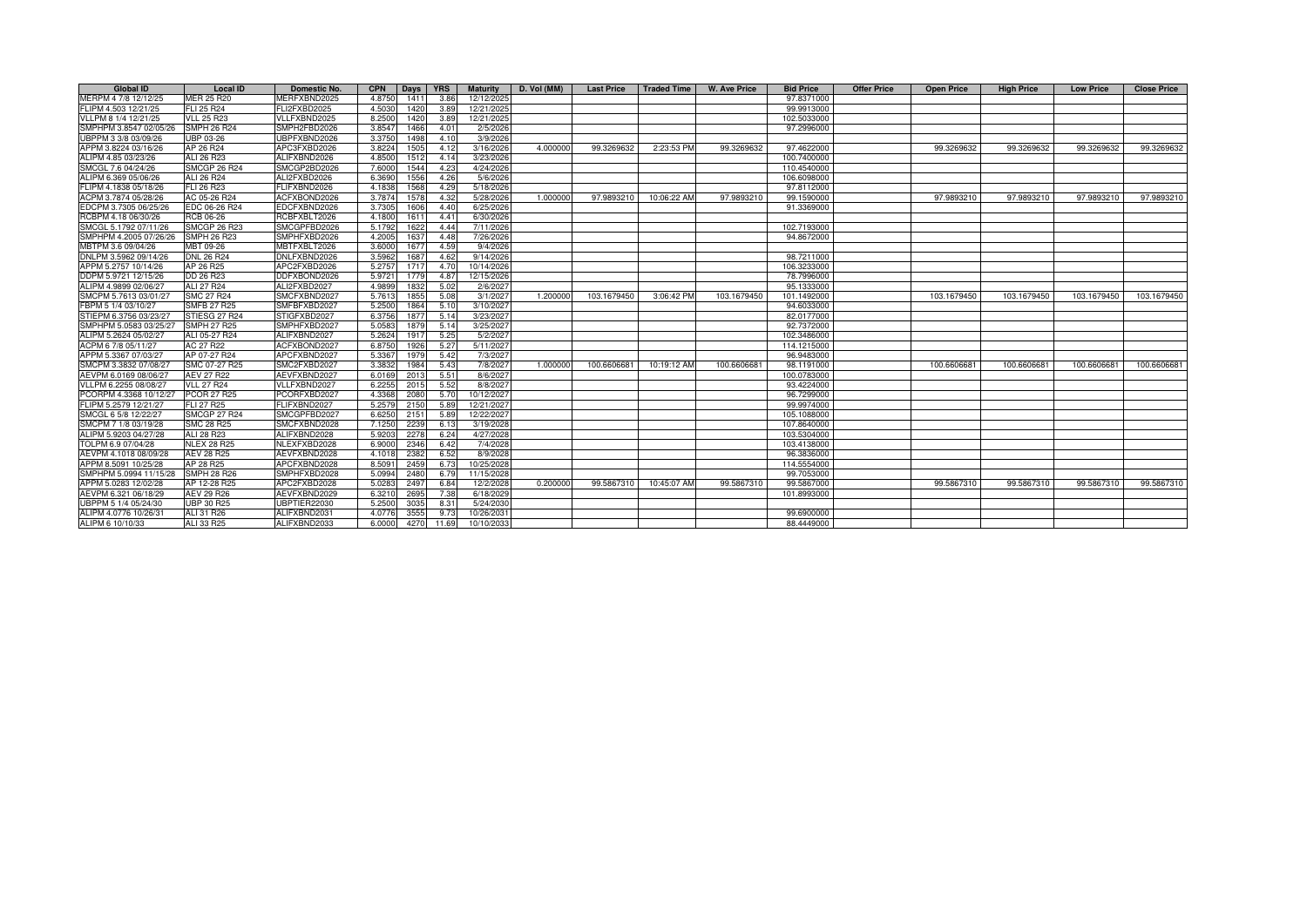| Global ID | Local ID | Domestic No. | CPN | Days | YRS | Maturity | D. Vol (MM) | Last Price | Traded Time | W. Ave Price | Bid Price | Offer Price | Open Price | High Price | Low Price | Close Price |
|---|---|---|---|---|---|---|---|---|---|---|---|---|---|---|---|---|
| MERPM 4 7/8 12/12/25 | MER 25 R20 | MERFXBND2025 | 4.8750 | 1411 | 3.86 | 12/12/2025 | | | | | 97.8371000 | | | | | |
| FLIPM 4.503 12/21/25 | FLI 25 R24 | FLI2FXBD2025 | 4.5030 | 1420 | 3.89 | 12/21/2025 | | | | | 99.9913000 | | | | | |
| VLLPM 8 1/4 12/21/25 | VLL 25 R23 | VLLFXBND2025 | 8.2500 | 1420 | 3.89 | 12/21/2025 | | | | | 102.5033000 | | | | | |
| SMPHPM 3.8547 02/05/26 | SMPH 26 R24 | SMPH2FBD2026 | 3.8547 | 1466 | 4.01 | 2/5/2026 | | | | | 97.2996000 | | | | | |
| UBPPM 3 3/8 03/09/26 | UBP 03-26 | UBPPFXBND2026 | 3.3750 | 1498 | 4.10 | 3/9/2026 | | | | | | | | | | |
| APPM 3.8224 03/16/26 | AP 26 R24 | APC3FXBD2026 | 3.8224 | 1505 | 4.12 | 3/16/2026 | 4.000000 | 99.3269632 | 2:23:53 PM | 99.3269632 | 97.4622000 | | 99.3269632 | 99.3269632 | 99.3269632 | 99.3269632 |
| ALIPM 4.85 03/23/26 | ALI 26 R23 | ALIFXBND2026 | 4.8500 | 1512 | 4.14 | 3/23/2026 | | | | | 100.7400000 | | | | | |
| SMCGL 7.6 04/24/26 | SMCGP 26 R24 | SMCGP2BD2026 | 7.6000 | 1544 | 4.23 | 4/24/2026 | | | | | 110.4540000 | | | | | |
| ALIPM 6.369 05/06/26 | ALI 26 R24 | ALI2FXBD2026 | 6.3690 | 1556 | 4.26 | 5/6/2026 | | | | | 106.6098000 | | | | | |
| FLIPM 4.1838 05/18/26 | FLI 26 R23 | FLIFXBND2026 | 4.1838 | 1568 | 4.29 | 5/18/2026 | | | | | 97.8112000 | | | | | |
| ACPM 3.7874 05/28/26 | AC 05-26 R24 | ACFXBOND2026 | 3.7874 | 1578 | 4.32 | 5/28/2026 | 1.000000 | 97.9893210 | 10:06:22 AM | 97.9893210 | 99.1590000 | | 97.9893210 | 97.9893210 | 97.9893210 | 97.9893210 |
| EDCPM 3.7305 06/25/26 | EDC 06-26 R24 | EDCFXBND2026 | 3.7305 | 1606 | 4.40 | 6/25/2026 | | | | | 91.3369000 | | | | | |
| RCBPM 4.18 06/30/26 | RCB 06-26 | RCBFXBLT2026 | 4.1800 | 1611 | 4.41 | 6/30/2026 | | | | | | | | | | |
| SMCGL 5.1792 07/11/26 | SMCGP 26 R23 | SMCGPFBD2026 | 5.1792 | 1622 | 4.44 | 7/11/2026 | | | | | 102.7193000 | | | | | |
| SMPHPM 4.2005 07/26/26 | SMPH 26 R23 | SMPHFXBD2026 | 4.2005 | 1637 | 4.48 | 7/26/2026 | | | | | 94.8672000 | | | | | |
| MBTPM 3.6 09/04/26 | MBT 09-26 | MBTFXBLT2026 | 3.6000 | 1677 | 4.59 | 9/4/2026 | | | | | | | | | | |
| DNLPM 3.5962 09/14/26 | DNL 26 R24 | DNLFXBND2026 | 3.5962 | 1687 | 4.62 | 9/14/2026 | | | | | 98.7211000 | | | | | |
| APPM 5.2757 10/14/26 | AP 26 R25 | APC2FXBD2026 | 5.2757 | 1717 | 4.70 | 10/14/2026 | | | | | 106.3233000 | | | | | |
| DDPM 5.9721 12/15/26 | DD 26 R23 | DDFXBOND2026 | 5.9721 | 1779 | 4.87 | 12/15/2026 | | | | | 78.7996000 | | | | | |
| ALIPM 4.9899 02/06/27 | ALI 27 R24 | ALI2FXBD2027 | 4.9899 | 1832 | 5.02 | 2/6/2027 | | | | | 95.1333000 | | | | | |
| SMCPM 5.7613 03/01/27 | SMC 27 R24 | SMCFXBND2027 | 5.7613 | 1855 | 5.08 | 3/1/2027 | 1.200000 | 103.1679450 | 3:06:42 PM | 103.1679450 | 101.1492000 | | 103.1679450 | 103.1679450 | 103.1679450 | 103.1679450 |
| FBPM 5 1/4 03/10/27 | SMFB 27 R25 | SMFBFXBD2027 | 5.2500 | 1864 | 5.10 | 3/10/2027 | | | | | 94.6033000 | | | | | |
| STIEPM 6.3756 03/23/27 | STIESG 27 R24 | STIGFXBD2027 | 6.3756 | 1877 | 5.14 | 3/23/2027 | | | | | 82.0177000 | | | | | |
| SMPHPM 5.0583 03/25/27 | SMPH 27 R25 | SMPHFXBD2027 | 5.0583 | 1879 | 5.14 | 3/25/2027 | | | | | 92.7372000 | | | | | |
| ALIPM 5.2624 05/02/27 | ALI 05-27 R24 | ALIFXBND2027 | 5.2624 | 1917 | 5.25 | 5/2/2027 | | | | | 102.3486000 | | | | | |
| ACPM 6 7/8 05/11/27 | AC 27 R22 | ACFXBOND2027 | 6.8750 | 1926 | 5.27 | 5/11/2027 | | | | | 114.1215000 | | | | | |
| APPM 5.3367 07/03/27 | AP 07-27 R24 | APCFXBND2027 | 5.3367 | 1979 | 5.42 | 7/3/2027 | | | | | 96.9483000 | | | | | |
| SMCPM 3.3832 07/08/27 | SMC 07-27 R25 | SMC2FXBD2027 | 3.3832 | 1984 | 5.43 | 7/8/2027 | 1.000000 | 100.6606681 | 10:19:12 AM | 100.6606681 | 98.1191000 | | 100.6606681 | 100.6606681 | 100.6606681 | 100.6606681 |
| AEVPM 6.0169 08/06/27 | AEV 27 R22 | AEVFXBND2027 | 6.0169 | 2013 | 5.51 | 8/6/2027 | | | | | 100.0783000 | | | | | |
| VLLPM 6.2255 08/08/27 | VLL 27 R24 | VLLFXBND2027 | 6.2255 | 2015 | 5.52 | 8/8/2027 | | | | | 93.4224000 | | | | | |
| PCORPM 4.3368 10/12/27 | PCOR 27 R25 | PCORFXBD2027 | 4.3368 | 2080 | 5.70 | 10/12/2027 | | | | | 96.7299000 | | | | | |
| FLIPM 5.2579 12/21/27 | FLI 27 R25 | FLIFXBND2027 | 5.2579 | 2150 | 5.89 | 12/21/2027 | | | | | 99.9974000 | | | | | |
| SMCGL 6 5/8 12/22/27 | SMCGP 27 R24 | SMCGPFBD2027 | 6.6250 | 2151 | 5.89 | 12/22/2027 | | | | | 105.1088000 | | | | | |
| SMCPM 7 1/8 03/19/28 | SMC 28 R25 | SMCFXBND2028 | 7.1250 | 2239 | 6.13 | 3/19/2028 | | | | | 107.8640000 | | | | | |
| ALIPM 5.9203 04/27/28 | ALI 28 R23 | ALIFXBND2028 | 5.9203 | 2278 | 6.24 | 4/27/2028 | | | | | 103.5304000 | | | | | |
| TOLPM 6.9 07/04/28 | NLEX 28 R25 | NLEXFXBD2028 | 6.9000 | 2346 | 6.42 | 7/4/2028 | | | | | 103.4138000 | | | | | |
| AEVPM 4.1018 08/09/28 | AEV 28 R25 | AEVFXBND2028 | 4.1018 | 2382 | 6.52 | 8/9/2028 | | | | | 96.3836000 | | | | | |
| APPM 8.5091 10/25/28 | AP 28 R25 | APCFXBND2028 | 8.5091 | 2459 | 6.73 | 10/25/2028 | | | | | 114.5554000 | | | | | |
| SMPHPM 5.0994 11/15/28 | SMPH 28 R26 | SMPHFXBD2028 | 5.0994 | 2480 | 6.79 | 11/15/2028 | | | | | 99.7053000 | | | | | |
| APPM 5.0283 12/02/28 | AP 12-28 R25 | APC2FXBD2028 | 5.0283 | 2497 | 6.84 | 12/2/2028 | 0.200000 | 99.5867310 | 10:45:07 AM | 99.5867310 | 99.5867000 | | 99.5867310 | 99.5867310 | 99.5867310 | 99.5867310 |
| AEVPM 6.321 06/18/29 | AEV 29 R26 | AEVFXBND2029 | 6.3210 | 2695 | 7.38 | 6/18/2029 | | | | | 101.8993000 | | | | | |
| UBPPM 5 1/4 05/24/30 | UBP 30 R25 | UBPTIER22030 | 5.2500 | 3035 | 8.31 | 5/24/2030 | | | | | | | | | | |
| ALIPM 4.0776 10/26/31 | ALI 31 R26 | ALIFXBND2031 | 4.0776 | 3555 | 9.73 | 10/26/2031 | | | | | 99.6900000 | | | | | |
| ALIPM 6 10/10/33 | ALI 33 R25 | ALIFXBND2033 | 6.0000 | 4270 | 11.69 | 10/10/2033 | | | | | 88.4449000 | | | | | |